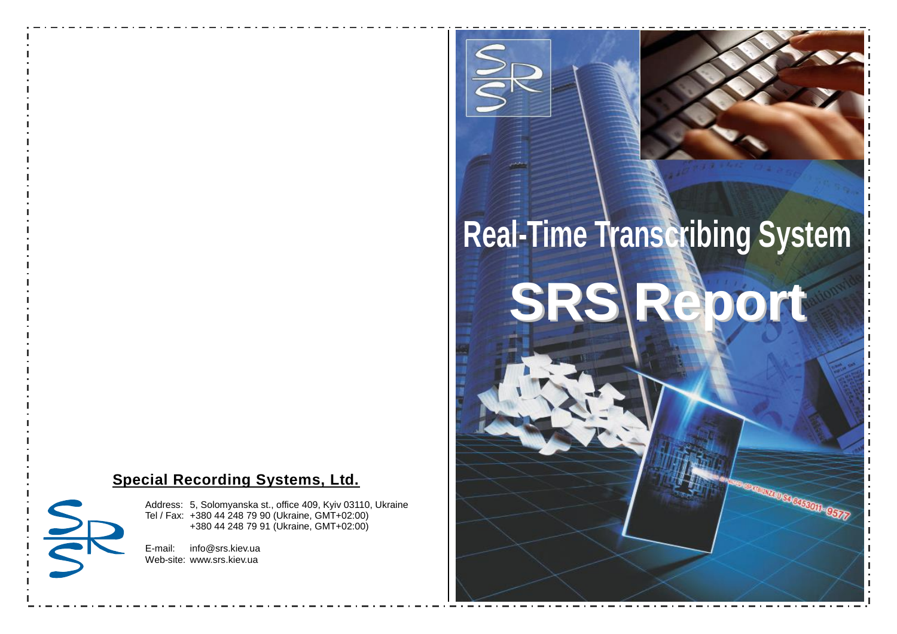# Real-Time Transcribing System

# SRS Report

## Special Recording Systems, Ltd.

Address: 5, Solomyanska st., office 409, Kyiv 03110, Ukraine
Tel / Fax: +380 44 248 79 90 (Ukraine, GMT+02:00)
+380 44 248 79 91 (Ukraine, GMT+02:00)

E-mail: info@srs.kiev.ua
Web-site: www.srs.kiev.ua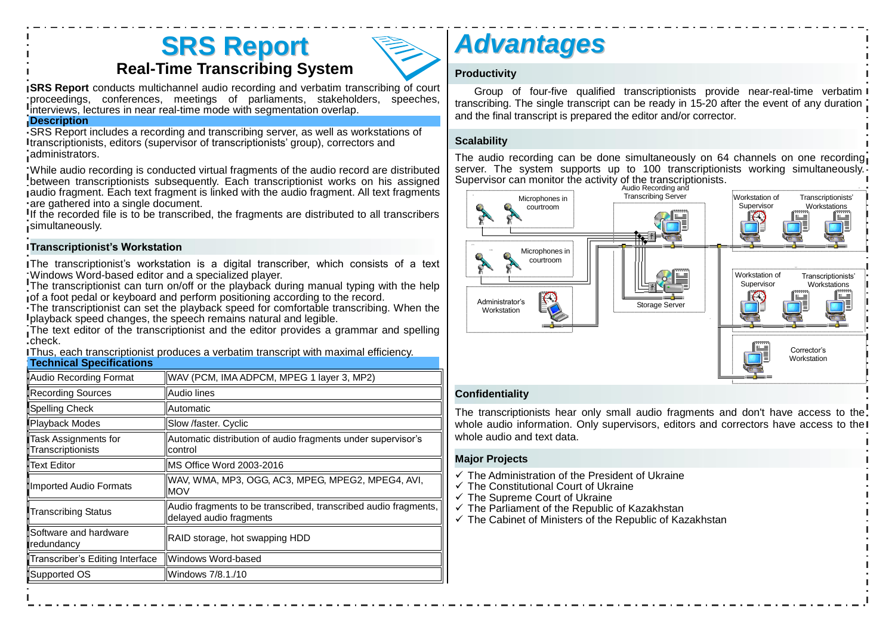# SRS Report

## Real-Time Transcribing System

**SRS Report** conducts multichannel audio recording and verbatim transcribing of court proceedings, conferences, meetings of parliaments, stakeholders, speeches, interviews, lectures in near real-time mode with segmentation overlap.

### Description

SRS Report includes a recording and transcribing server, as well as workstations of transcriptionists, editors (supervisor of transcriptionists' group), correctors and administrators.

While audio recording is conducted virtual fragments of the audio record are distributed between transcriptionists subsequently. Each transcriptionist works on his assigned audio fragment. Each text fragment is linked with the audio fragment. All text fragments are gathered into a single document.

If the recorded file is to be transcribed, the fragments are distributed to all transcribers simultaneously.

### Transcriptionist's Workstation

The transcriptionist's workstation is a digital transcriber, which consists of a text Windows Word-based editor and a specialized player.

The transcriptionist can turn on/off or the playback during manual typing with the help of a foot pedal or keyboard and perform positioning according to the record.

The transcriptionist can set the playback speed for comfortable transcribing. When the playback speed changes, the speech remains natural and legible.

The text editor of the transcriptionist and the editor provides a grammar and spelling check.

Thus, each transcriptionist produces a verbatim transcript with maximal efficiency.

### Technical Specifications

| | |
|---|---|
| Audio Recording Format | WAV (PCM, IMA ADPCM, MPEG 1 layer 3, MP2) |
| Recording Sources | Audio lines |
| Spelling Check | Automatic |
| Playback Modes | Slow /faster. Cyclic |
| Task Assignments for Transcriptionists | Automatic distribution of audio fragments under supervisor's control |
| Text Editor | MS Office Word 2003-2016 |
| Imported Audio Formats | WAV, WMA, MP3, OGG, AC3, MPEG, MPEG2, MPEG4, AVI, MOV |
| Transcribing Status | Audio fragments to be transcribed, transcribed audio fragments, delayed audio fragments |
| Software and hardware redundancy | RAID storage, hot swapping HDD |
| Transcriber's Editing Interface | Windows Word-based |
| Supported OS | Windows 7/8.1./10 |

# Advantages

### Productivity

Group of four-five qualified transcriptionists provide near-real-time verbatim transcribing. The single transcript can be ready in 15-20 after the event of any duration and the final transcript is prepared the editor and/or corrector.

### Scalability

The audio recording can be done simultaneously on 64 channels on one recording server. The system supports up to 100 transcriptionists working simultaneously. Supervisor can monitor the activity of the transcriptionists.

Microphones in courtroom
Microphones in courtroom
Administrator's Workstation
Audio Recording and Transcribing Server
Storage Server
Workstation of Supervisor
Transcriptionists' Workstations
Workstation of Supervisor
Transcriptionists' Workstations
Corrector's Workstation

### Confidentiality

The transcriptionists hear only small audio fragments and don't have access to the whole audio information. Only supervisors, editors and correctors have access to the whole audio and text data.

### Major Projects

- ✓ The Administration of the President of Ukraine
- ✓ The Constitutional Court of Ukraine
- ✓ The Supreme Court of Ukraine
- ✓ The Parliament of the Republic of Kazakhstan
- ✓ The Cabinet of Ministers of the Republic of Kazakhstan